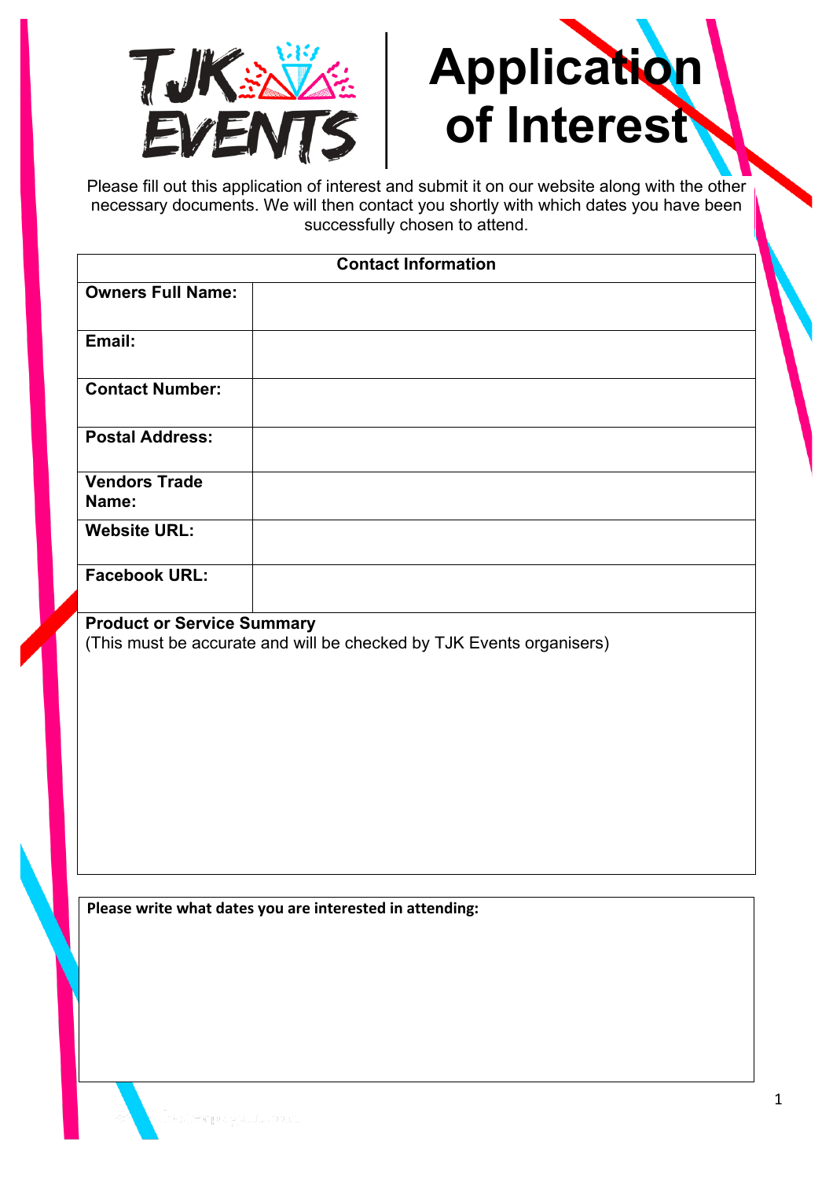# TJK EVENTS

# Application of Interest

Please fill out this application of interest and submit it on our website along with the other necessary documents. We will then contact you shortly with which dates you have been successfully chosen to attend.

| Contact Information | |
|---|---|
| **Owners Full Name:** | |
| **Email:** | |
| **Contact Number:** | |
| **Postal Address:** | |
| **Vendors Trade Name:** | |
| **Website URL:** | |
| **Facebook URL:** | |

**Product or Service Summary**
(This must be accurate and will be checked by TJK Events organisers)

**Please write what dates you are interested in attending:**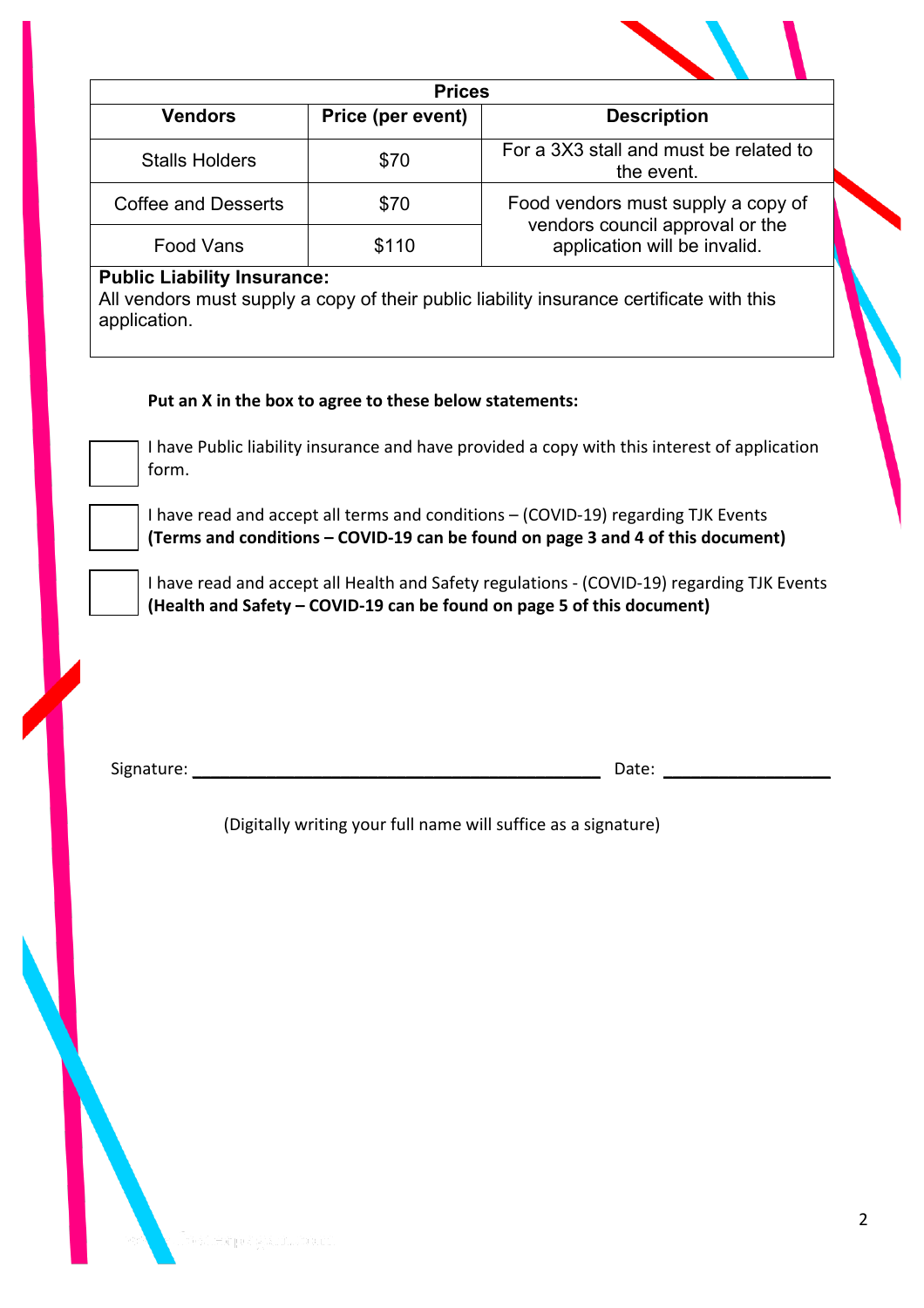| Prices | | |
|---|---|---|
| **Vendors** | **Price (per event)** | **Description** |
| Stalls Holders | $70 | For a 3X3 stall and must be related to the event. |
| Coffee and Desserts | $70 | Food vendors must supply a copy of vendors council approval or the application will be invalid. |
| Food Vans | $110 | |

**Public Liability Insurance:**
All vendors must supply a copy of their public liability insurance certificate with this application.

**Put an X in the box to agree to these below statements:**

☐ I have Public liability insurance and have provided a copy with this interest of application form.

☐ I have read and accept all terms and conditions – (COVID-19) regarding TJK Events
**(Terms and conditions – COVID-19 can be found on page 3 and 4 of this document)**

☐ I have read and accept all Health and Safety regulations - (COVID-19) regarding TJK Events
**(Health and Safety – COVID-19 can be found on page 5 of this document)**

Signature: ______________________________ Date: ________________

(Digitally writing your full name will suffice as a signature)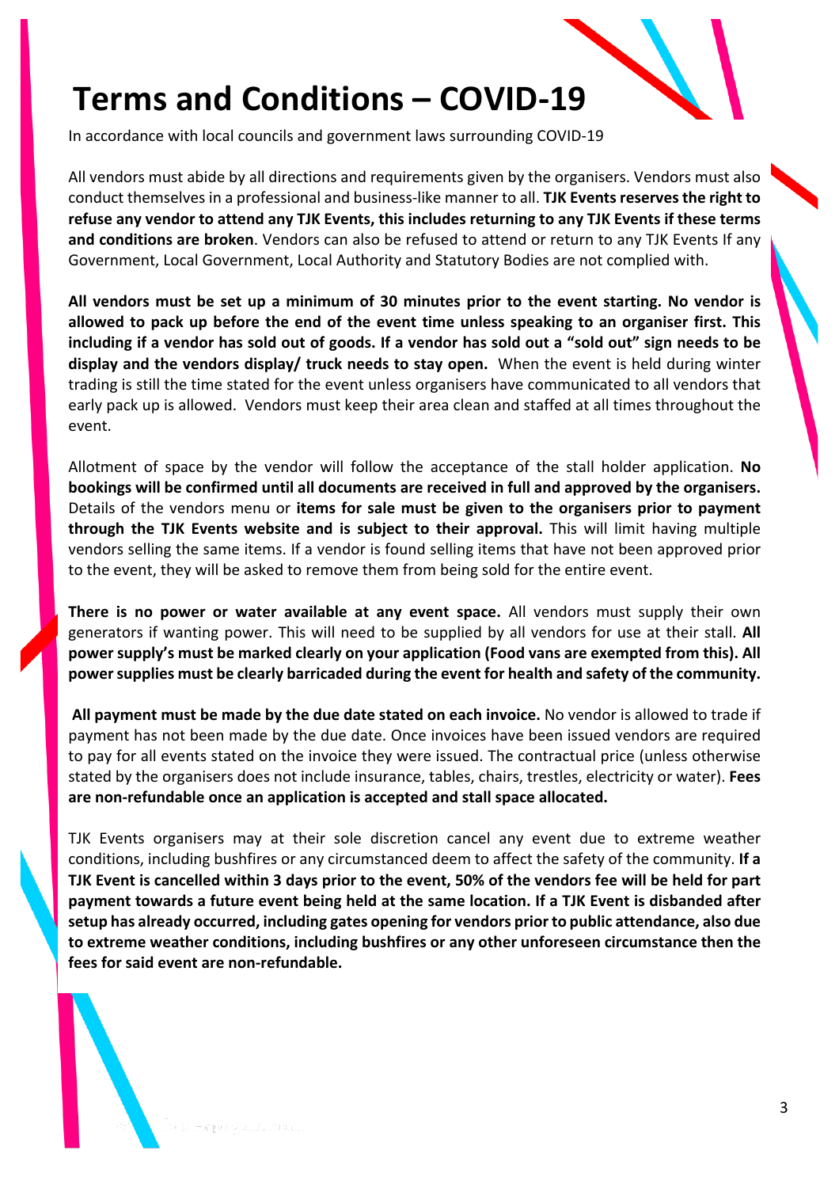# Terms and Conditions – COVID-19

In accordance with local councils and government laws surrounding COVID-19

All vendors must abide by all directions and requirements given by the organisers. Vendors must also conduct themselves in a professional and business-like manner to all. **TJK Events reserves the right to refuse any vendor to attend any TJK Events, this includes returning to any TJK Events if these terms and conditions are broken**. Vendors can also be refused to attend or return to any TJK Events If any Government, Local Government, Local Authority and Statutory Bodies are not complied with.

**All vendors must be set up a minimum of 30 minutes prior to the event starting. No vendor is allowed to pack up before the end of the event time unless speaking to an organiser first. This including if a vendor has sold out of goods. If a vendor has sold out a "sold out" sign needs to be display and the vendors display/ truck needs to stay open.** When the event is held during winter trading is still the time stated for the event unless organisers have communicated to all vendors that early pack up is allowed. Vendors must keep their area clean and staffed at all times throughout the event.

Allotment of space by the vendor will follow the acceptance of the stall holder application. **No bookings will be confirmed until all documents are received in full and approved by the organisers.** Details of the vendors menu or **items for sale must be given to the organisers prior to payment through the TJK Events website and is subject to their approval.** This will limit having multiple vendors selling the same items. If a vendor is found selling items that have not been approved prior to the event, they will be asked to remove them from being sold for the entire event.

**There is no power or water available at any event space.** All vendors must supply their own generators if wanting power. This will need to be supplied by all vendors for use at their stall. **All power supply's must be marked clearly on your application (Food vans are exempted from this). All power supplies must be clearly barricaded during the event for health and safety of the community.**

**All payment must be made by the due date stated on each invoice.** No vendor is allowed to trade if payment has not been made by the due date. Once invoices have been issued vendors are required to pay for all events stated on the invoice they were issued. The contractual price (unless otherwise stated by the organisers does not include insurance, tables, chairs, trestles, electricity or water). **Fees are non-refundable once an application is accepted and stall space allocated.**

TJK Events organisers may at their sole discretion cancel any event due to extreme weather conditions, including bushfires or any circumstanced deem to affect the safety of the community. **If a TJK Event is cancelled within 3 days prior to the event, 50% of the vendors fee will be held for part payment towards a future event being held at the same location. If a TJK Event is disbanded after setup has already occurred, including gates opening for vendors prior to public attendance, also due to extreme weather conditions, including bushfires or any other unforeseen circumstance then the fees for said event are non-refundable.**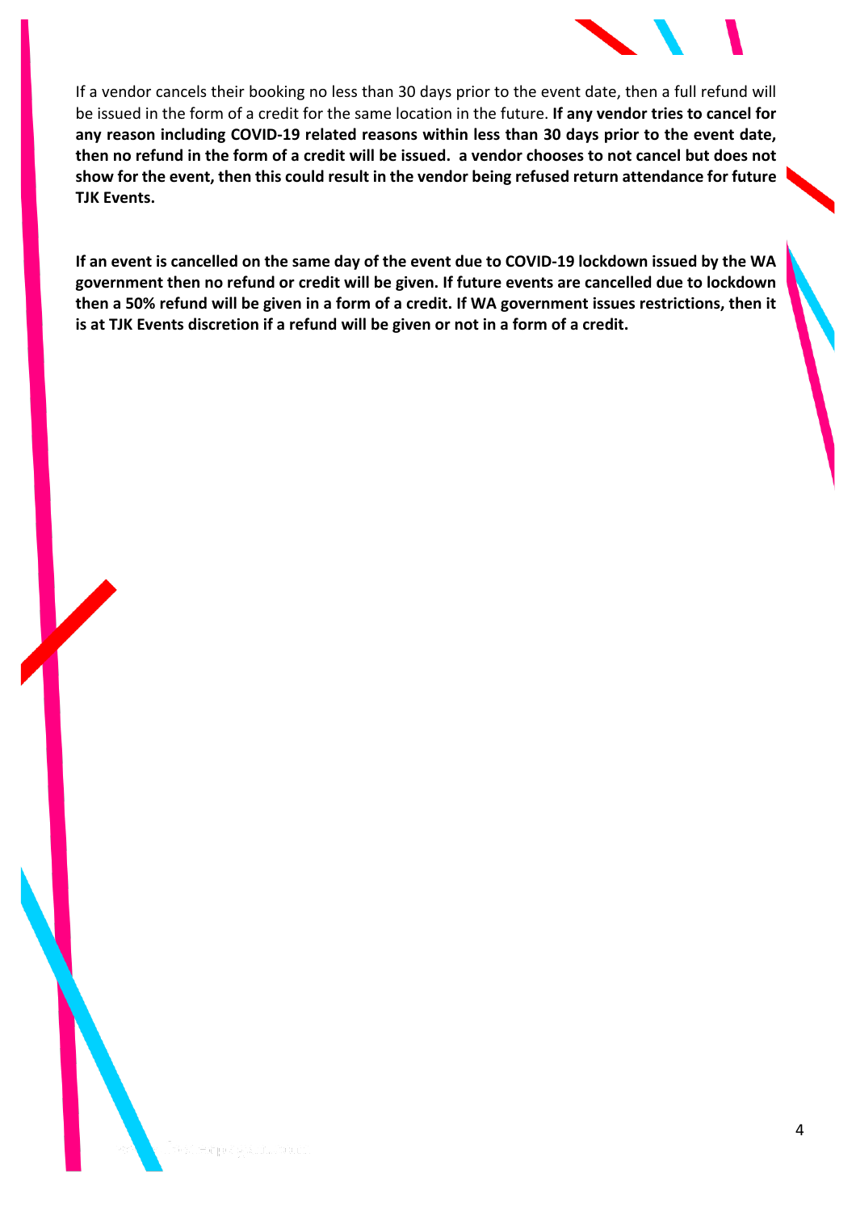If a vendor cancels their booking no less than 30 days prior to the event date, then a full refund will be issued in the form of a credit for the same location in the future. **If any vendor tries to cancel for any reason including COVID-19 related reasons within less than 30 days prior to the event date, then no refund in the form of a credit will be issued. a vendor chooses to not cancel but does not show for the event, then this could result in the vendor being refused return attendance for future TJK Events.**

**If an event is cancelled on the same day of the event due to COVID-19 lockdown issued by the WA government then no refund or credit will be given. If future events are cancelled due to lockdown then a 50% refund will be given in a form of a credit. If WA government issues restrictions, then it is at TJK Events discretion if a refund will be given or not in a form of a credit.**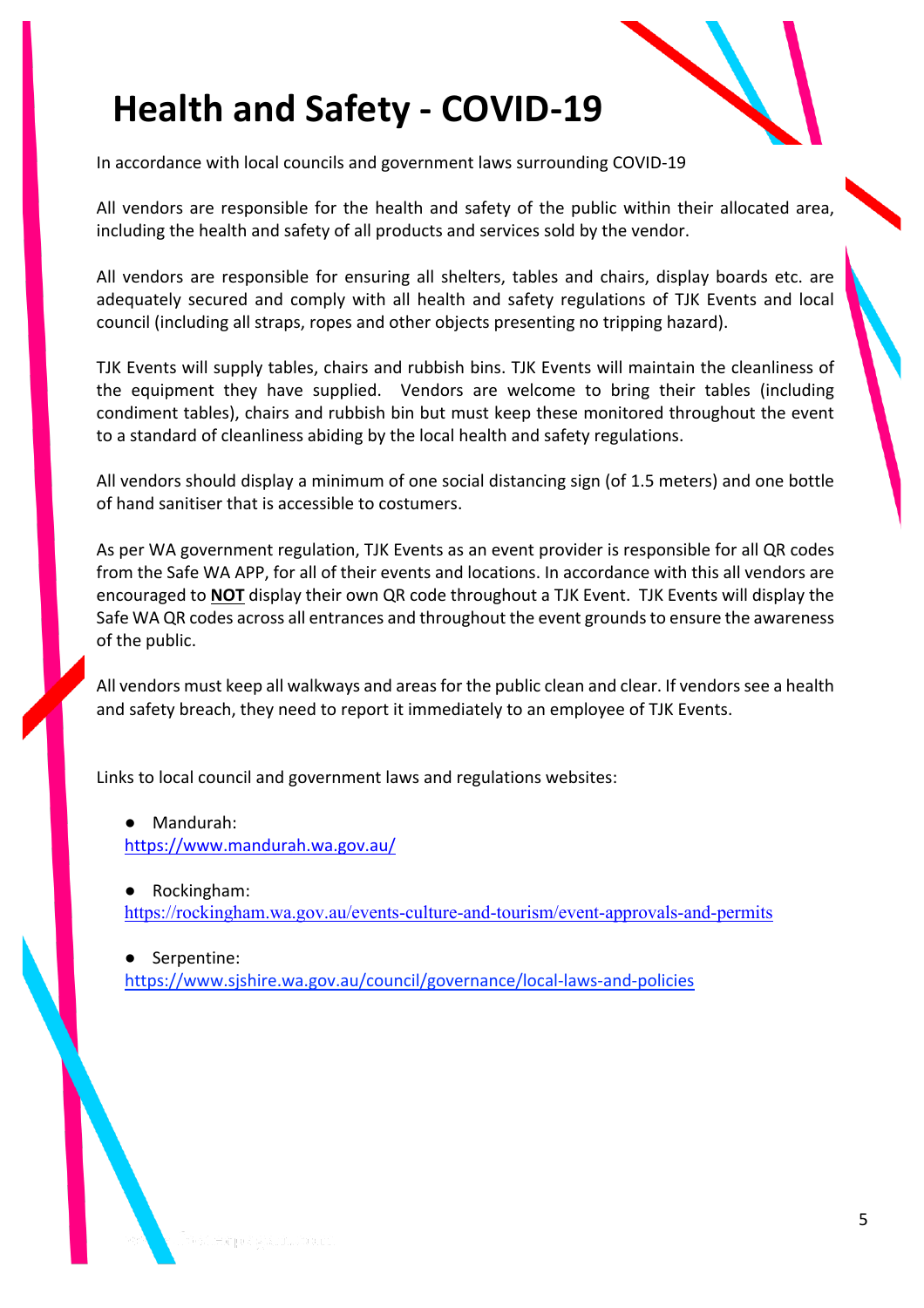# Health and Safety - COVID-19

In accordance with local councils and government laws surrounding COVID-19

All vendors are responsible for the health and safety of the public within their allocated area, including the health and safety of all products and services sold by the vendor.

All vendors are responsible for ensuring all shelters, tables and chairs, display boards etc. are adequately secured and comply with all health and safety regulations of TJK Events and local council (including all straps, ropes and other objects presenting no tripping hazard).

TJK Events will supply tables, chairs and rubbish bins. TJK Events will maintain the cleanliness of the equipment they have supplied. Vendors are welcome to bring their tables (including condiment tables), chairs and rubbish bin but must keep these monitored throughout the event to a standard of cleanliness abiding by the local health and safety regulations.

All vendors should display a minimum of one social distancing sign (of 1.5 meters) and one bottle of hand sanitiser that is accessible to costumers.

As per WA government regulation, TJK Events as an event provider is responsible for all QR codes from the Safe WA APP, for all of their events and locations. In accordance with this all vendors are encouraged to **NOT** display their own QR code throughout a TJK Event. TJK Events will display the Safe WA QR codes across all entrances and throughout the event grounds to ensure the awareness of the public.

All vendors must keep all walkways and areas for the public clean and clear. If vendors see a health and safety breach, they need to report it immediately to an employee of TJK Events.

Links to local council and government laws and regulations websites:

- Mandurah:
  https://www.mandurah.wa.gov.au/
- Rockingham:
  https://rockingham.wa.gov.au/events-culture-and-tourism/event-approvals-and-permits
- Serpentine:
  https://www.sjshire.wa.gov.au/council/governance/local-laws-and-policies